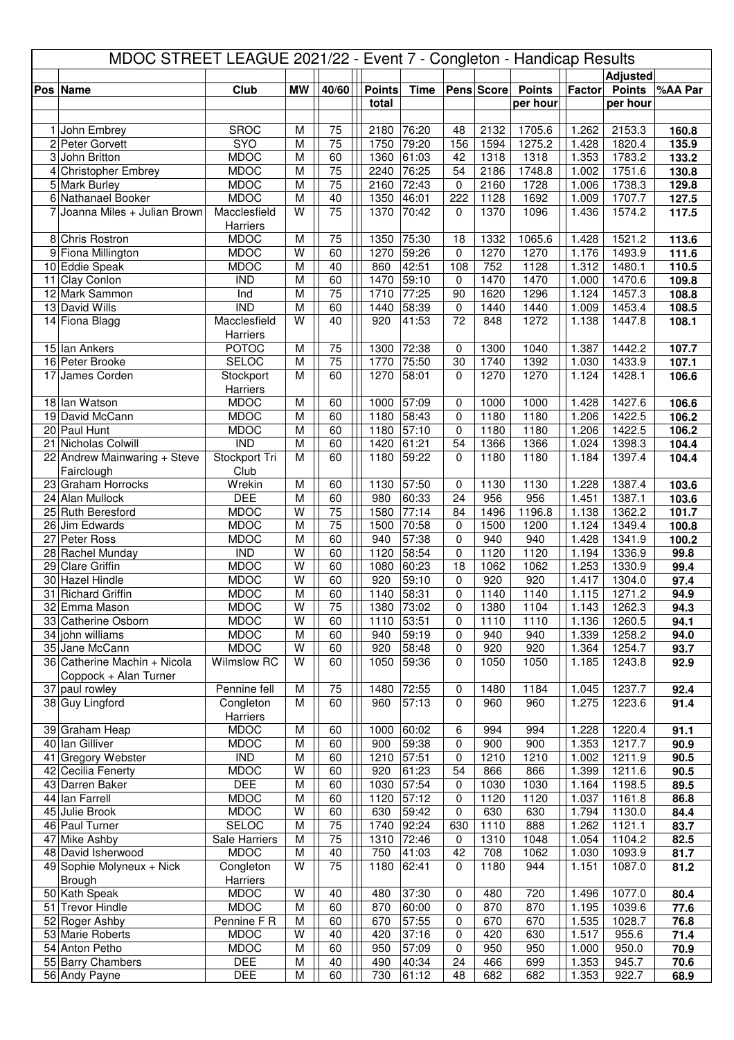# MDOC STREET LEAGUE 2021/22 - Event 7 - Congleton - Handicap Results

| Pos | Name | Club | MW | 40/60 | Points total | Time | Pens | Score | Points per hour | Factor | Adjusted Points per hour | %AA Par |
|---|---|---|---|---|---|---|---|---|---|---|---|---|
| 1 | John Embrey | SROC | M | 75 | 2180 | 76:20 | 48 | 2132 | 1705.6 | 1.262 | 2153.3 | 160.8 |
| 2 | Peter Gorvett | SYO | M | 75 | 1750 | 79:20 | 156 | 1594 | 1275.2 | 1.428 | 1820.4 | 135.9 |
| 3 | John Britton | MDOC | M | 60 | 1360 | 61:03 | 42 | 1318 | 1318 | 1.353 | 1783.2 | 133.2 |
| 4 | Christopher Embrey | MDOC | M | 75 | 2240 | 76:25 | 54 | 2186 | 1748.8 | 1.002 | 1751.6 | 130.8 |
| 5 | Mark Burley | MDOC | M | 75 | 2160 | 72:43 | 0 | 2160 | 1728 | 1.006 | 1738.3 | 129.8 |
| 6 | Nathanael Booker | MDOC | M | 40 | 1350 | 46:01 | 222 | 1128 | 1692 | 1.009 | 1707.7 | 127.5 |
| 7 | Joanna Miles + Julian Brown | Macclesfield Harriers | W | 75 | 1370 | 70:42 | 0 | 1370 | 1096 | 1.436 | 1574.2 | 117.5 |
| 8 | Chris Rostron | MDOC | M | 75 | 1350 | 75:30 | 18 | 1332 | 1065.6 | 1.428 | 1521.2 | 113.6 |
| 9 | Fiona Millington | MDOC | W | 60 | 1270 | 59:26 | 0 | 1270 | 1270 | 1.176 | 1493.9 | 111.6 |
| 10 | Eddie Speak | MDOC | M | 40 | 860 | 42:51 | 108 | 752 | 1128 | 1.312 | 1480.1 | 110.5 |
| 11 | Clay Conlon | IND | M | 60 | 1470 | 59:10 | 0 | 1470 | 1470 | 1.000 | 1470.6 | 109.8 |
| 12 | Mark Sammon | Ind | M | 75 | 1710 | 77:25 | 90 | 1620 | 1296 | 1.124 | 1457.3 | 108.8 |
| 13 | David Wills | IND | M | 60 | 1440 | 58:39 | 0 | 1440 | 1440 | 1.009 | 1453.4 | 108.5 |
| 14 | Fiona Blagg | Macclesfield Harriers | W | 40 | 920 | 41:53 | 72 | 848 | 1272 | 1.138 | 1447.8 | 108.1 |
| 15 | Ian Ankers | POTOC | M | 75 | 1300 | 72:38 | 0 | 1300 | 1040 | 1.387 | 1442.2 | 107.7 |
| 16 | Peter Brooke | SELOC | M | 75 | 1770 | 75:50 | 30 | 1740 | 1392 | 1.030 | 1433.9 | 107.1 |
| 17 | James Corden | Stockport Harriers | M | 60 | 1270 | 58:01 | 0 | 1270 | 1270 | 1.124 | 1428.1 | 106.6 |
| 18 | Ian Watson | MDOC | M | 60 | 1000 | 57:09 | 0 | 1000 | 1000 | 1.428 | 1427.6 | 106.6 |
| 19 | David McCann | MDOC | M | 60 | 1180 | 58:43 | 0 | 1180 | 1180 | 1.206 | 1422.5 | 106.2 |
| 20 | Paul Hunt | MDOC | M | 60 | 1180 | 57:10 | 0 | 1180 | 1180 | 1.206 | 1422.5 | 106.2 |
| 21 | Nicholas Colwill | IND | M | 60 | 1420 | 61:21 | 54 | 1366 | 1366 | 1.024 | 1398.3 | 104.4 |
| 22 | Andrew Mainwaring + Steve Fairclough | Stockport Tri Club | M | 60 | 1180 | 59:22 | 0 | 1180 | 1180 | 1.184 | 1397.4 | 104.4 |
| 23 | Graham Horrocks | Wrekin | M | 60 | 1130 | 57:50 | 0 | 1130 | 1130 | 1.228 | 1387.4 | 103.6 |
| 24 | Alan Mullock | DEE | M | 60 | 980 | 60:33 | 24 | 956 | 956 | 1.451 | 1387.1 | 103.6 |
| 25 | Ruth Beresford | MDOC | W | 75 | 1580 | 77:14 | 84 | 1496 | 1196.8 | 1.138 | 1362.2 | 101.7 |
| 26 | Jim Edwards | MDOC | M | 75 | 1500 | 70:58 | 0 | 1500 | 1200 | 1.124 | 1349.4 | 100.8 |
| 27 | Peter Ross | MDOC | M | 60 | 940 | 57:38 | 0 | 940 | 940 | 1.428 | 1341.9 | 100.2 |
| 28 | Rachel Munday | IND | W | 60 | 1120 | 58:54 | 0 | 1120 | 1120 | 1.194 | 1336.9 | 99.8 |
| 29 | Clare Griffin | MDOC | W | 60 | 1080 | 60:23 | 18 | 1062 | 1062 | 1.253 | 1330.9 | 99.4 |
| 30 | Hazel Hindle | MDOC | W | 60 | 920 | 59:10 | 0 | 920 | 920 | 1.417 | 1304.0 | 97.4 |
| 31 | Richard Griffin | MDOC | M | 60 | 1140 | 58:31 | 0 | 1140 | 1140 | 1.115 | 1271.2 | 94.9 |
| 32 | Emma Mason | MDOC | W | 75 | 1380 | 73:02 | 0 | 1380 | 1104 | 1.143 | 1262.3 | 94.3 |
| 33 | Catherine Osborn | MDOC | W | 60 | 1110 | 53:51 | 0 | 1110 | 1110 | 1.136 | 1260.5 | 94.1 |
| 34 | john williams | MDOC | M | 60 | 940 | 59:19 | 0 | 940 | 940 | 1.339 | 1258.2 | 94.0 |
| 35 | Jane McCann | MDOC | W | 60 | 920 | 58:48 | 0 | 920 | 920 | 1.364 | 1254.7 | 93.7 |
| 36 | Catherine Machin + Nicola Coppock + Alan Turner | Wilmslow RC | W | 60 | 1050 | 59:36 | 0 | 1050 | 1050 | 1.185 | 1243.8 | 92.9 |
| 37 | paul rowley | Pennine fell | M | 75 | 1480 | 72:55 | 0 | 1480 | 1184 | 1.045 | 1237.7 | 92.4 |
| 38 | Guy Lingford | Congleton Harriers | M | 60 | 960 | 57:13 | 0 | 960 | 960 | 1.275 | 1223.6 | 91.4 |
| 39 | Graham Heap | MDOC | M | 60 | 1000 | 60:02 | 6 | 994 | 994 | 1.228 | 1220.4 | 91.1 |
| 40 | Ian Gilliver | MDOC | M | 60 | 900 | 59:38 | 0 | 900 | 900 | 1.353 | 1217.7 | 90.9 |
| 41 | Gregory Webster | IND | M | 60 | 1210 | 57:51 | 0 | 1210 | 1210 | 1.002 | 1211.9 | 90.5 |
| 42 | Cecilia Fenerty | MDOC | W | 60 | 920 | 61:23 | 54 | 866 | 866 | 1.399 | 1211.6 | 90.5 |
| 43 | Darren Baker | DEE | M | 60 | 1030 | 57:54 | 0 | 1030 | 1030 | 1.164 | 1198.5 | 89.5 |
| 44 | Ian Farrell | MDOC | M | 60 | 1120 | 57:12 | 0 | 1120 | 1120 | 1.037 | 1161.8 | 86.8 |
| 45 | Julie Brook | MDOC | W | 60 | 630 | 59:42 | 0 | 630 | 630 | 1.794 | 1130.0 | 84.4 |
| 46 | Paul Turner | SELOC | M | 75 | 1740 | 92:24 | 630 | 1110 | 888 | 1.262 | 1121.1 | 83.7 |
| 47 | Mike Ashby | Sale Harriers | M | 75 | 1310 | 72:46 | 0 | 1310 | 1048 | 1.054 | 1104.2 | 82.5 |
| 48 | David Isherwood | MDOC | M | 40 | 750 | 41:03 | 42 | 708 | 1062 | 1.030 | 1093.9 | 81.7 |
| 49 | Sophie Molyneux + Nick Brough | Congleton Harriers | W | 75 | 1180 | 62:41 | 0 | 1180 | 944 | 1.151 | 1087.0 | 81.2 |
| 50 | Kath Speak | MDOC | W | 40 | 480 | 37:30 | 0 | 480 | 720 | 1.496 | 1077.0 | 80.4 |
| 51 | Trevor Hindle | MDOC | M | 60 | 870 | 60:00 | 0 | 870 | 870 | 1.195 | 1039.6 | 77.6 |
| 52 | Roger Ashby | Pennine F R | M | 60 | 670 | 57:55 | 0 | 670 | 670 | 1.535 | 1028.7 | 76.8 |
| 53 | Marie Roberts | MDOC | W | 40 | 420 | 37:16 | 0 | 420 | 630 | 1.517 | 955.6 | 71.4 |
| 54 | Anton Petho | MDOC | M | 60 | 950 | 57:09 | 0 | 950 | 950 | 1.000 | 950.0 | 70.9 |
| 55 | Barry Chambers | DEE | M | 40 | 490 | 40:34 | 24 | 466 | 699 | 1.353 | 945.7 | 70.6 |
| 56 | Andy Payne | DEE | M | 60 | 730 | 61:12 | 48 | 682 | 682 | 1.353 | 922.7 | 68.9 |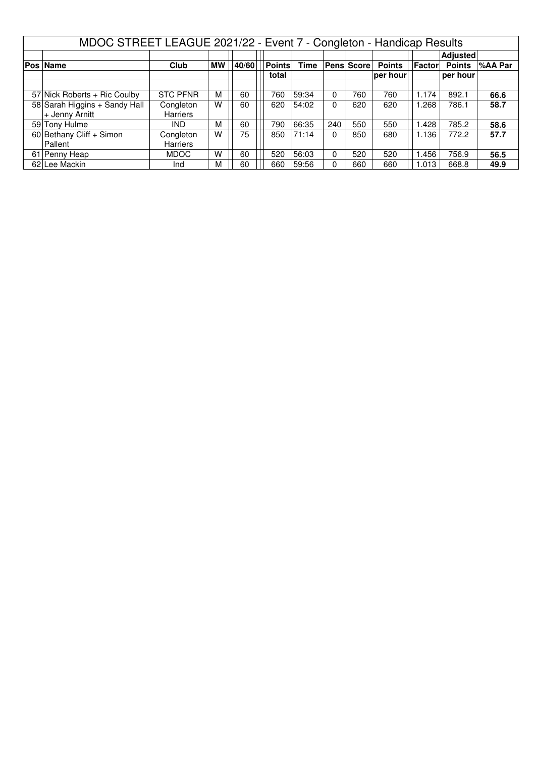# MDOC STREET LEAGUE 2021/22 - Event 7 - Congleton - Handicap Results

| Pos | Name | Club | MW | 40/60 | Points total | Time | Pens | Score | Points per hour | Factor | Adjusted Points per hour | %AA Par |
|---|---|---|---|---|---|---|---|---|---|---|---|---|
| 57 | Nick Roberts + Ric Coulby | STC PFNR | M | 60 | 760 | 59:34 | 0 | 760 | 760 | 1.174 | 892.1 | **66.6** |
| 58 | Sarah Higgins + Sandy Hall + Jenny Arnitt | Congleton Harriers | W | 60 | 620 | 54:02 | 0 | 620 | 620 | 1.268 | 786.1 | **58.7** |
| 59 | Tony Hulme | IND | M | 60 | 790 | 66:35 | 240 | 550 | 550 | 1.428 | 785.2 | **58.6** |
| 60 | Bethany Cliff + Simon Pallent | Congleton Harriers | W | 75 | 850 | 71:14 | 0 | 850 | 680 | 1.136 | 772.2 | **57.7** |
| 61 | Penny Heap | MDOC | W | 60 | 520 | 56:03 | 0 | 520 | 520 | 1.456 | 756.9 | **56.5** |
| 62 | Lee Mackin | Ind | M | 60 | 660 | 59:56 | 0 | 660 | 660 | 1.013 | 668.8 | **49.9** |